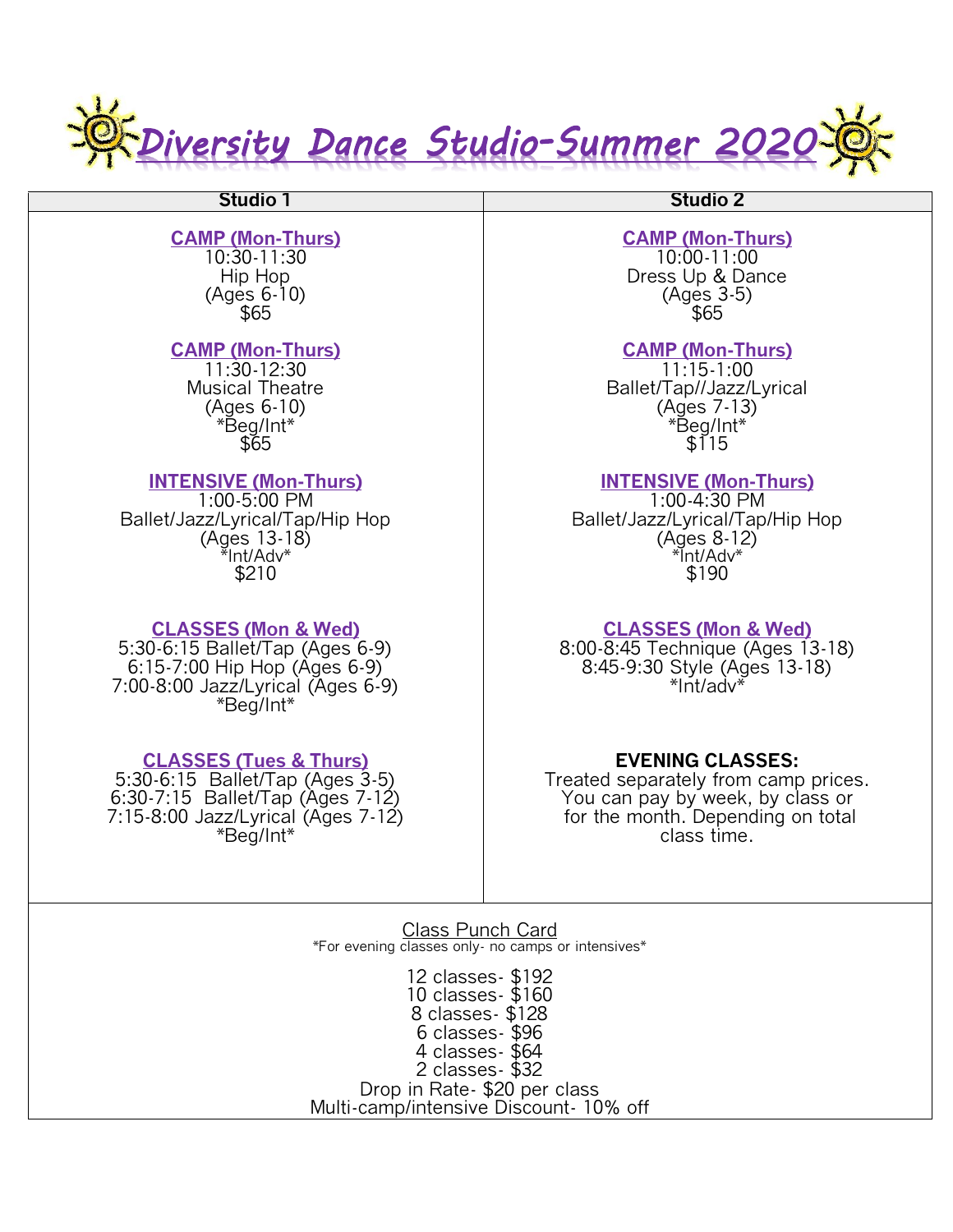# Diversity Dance Studio-Summer 2020

| Studio 1 | Studio 2 |
|---|---|
| **CAMP (Mon-Thurs)**<br>10:30-11:30<br>Hip Hop<br>(Ages 6-10)<br>$65 | **CAMP (Mon-Thurs)**<br>10:00-11:00<br>Dress Up & Dance<br>(Ages 3-5)<br>$65 |
| **CAMP (Mon-Thurs)**<br>11:30-12:30<br>Musical Theatre<br>(Ages 6-10)<br>*Beg/Int*<br>$65 | **CAMP (Mon-Thurs)**<br>11:15-1:00<br>Ballet/Tap//Jazz/Lyrical<br>(Ages 7-13)<br>*Beg/Int*<br>$115 |
| **INTENSIVE (Mon-Thurs)**<br>1:00-5:00 PM<br>Ballet/Jazz/Lyrical/Tap/Hip Hop<br>(Ages 13-18)<br>*Int/Adv*<br>$210 | **INTENSIVE (Mon-Thurs)**<br>1:00-4:30 PM<br>Ballet/Jazz/Lyrical/Tap/Hip Hop<br>(Ages 8-12)<br>*Int/Adv*<br>$190 |
| **CLASSES (Mon & Wed)**<br>5:30-6:15 Ballet/Tap (Ages 6-9)<br>6:15-7:00 Hip Hop (Ages 6-9)<br>7:00-8:00 Jazz/Lyrical (Ages 6-9)<br>*Beg/Int* | **CLASSES (Mon & Wed)**<br>8:00-8:45 Technique (Ages 13-18)<br>8:45-9:30 Style (Ages 13-18)<br>*Int/adv* |
| **CLASSES (Tues & Thurs)**<br>5:30-6:15 Ballet/Tap (Ages 3-5)<br>6:30-7:15 Ballet/Tap (Ages 7-12)<br>7:15-8:00 Jazz/Lyrical (Ages 7-12)<br>*Beg/Int* | **EVENING CLASSES:**<br>Treated separately from camp prices. You can pay by week, by class or for the month. Depending on total class time. |

Class Punch Card

*For evening classes only- no camps or intensives*

12 classes- $192
10 classes- $160
8 classes- $128
6 classes- $96
4 classes- $64
2 classes- $32
Drop in Rate- $20 per class
Multi-camp/intensive Discount- 10% off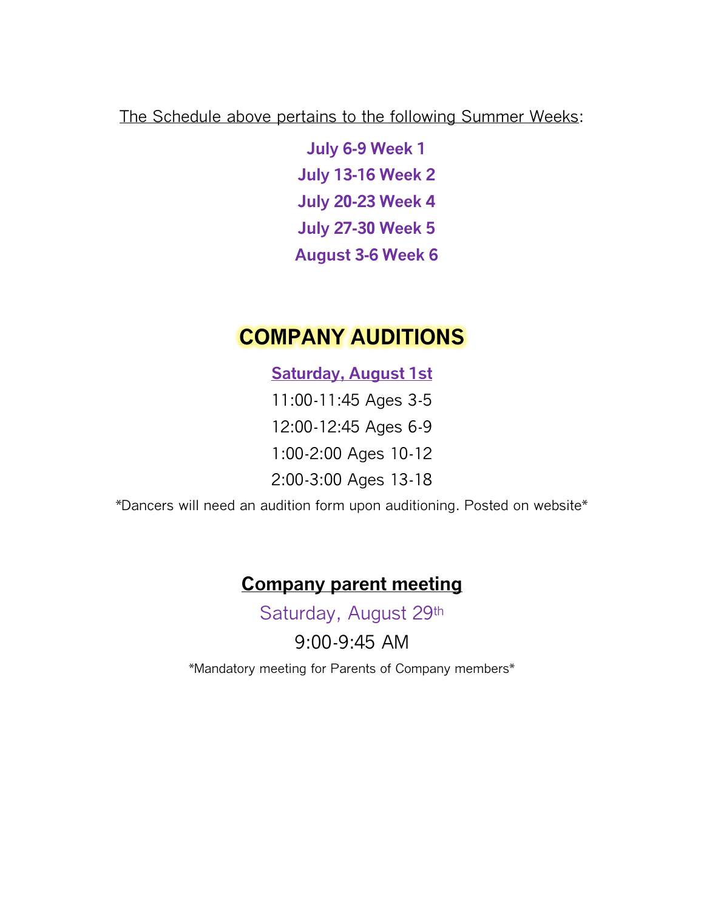The Schedule above pertains to the following Summer Weeks:

**July 6-9 Week 1**

**July 13-16 Week 2**

**July 20-23 Week 4**

**July 27-30 Week 5**

**August 3-6 Week 6**

# COMPANY AUDITIONS

**Saturday, August 1st**

11:00-11:45 Ages 3-5

12:00-12:45 Ages 6-9

1:00-2:00 Ages 10-12

2:00-3:00 Ages 13-18

*Dancers will need an audition form upon auditioning. Posted on website*

## Company parent meeting

Saturday, August 29th

9:00-9:45 AM

*Mandatory meeting for Parents of Company members*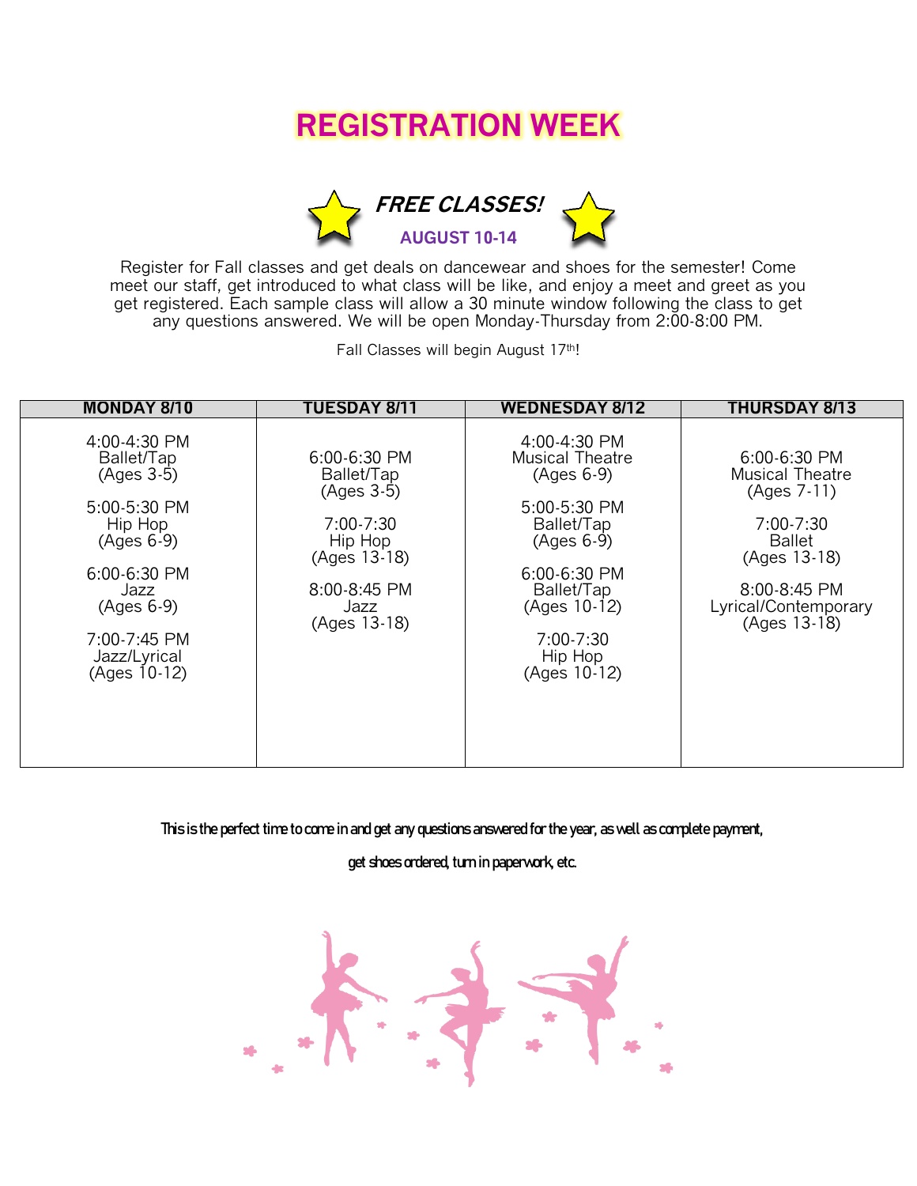# REGISTRATION WEEK

## *FREE CLASSES!*

**AUGUST 10-14**

Register for Fall classes and get deals on dancewear and shoes for the semester! Come meet our staff, get introduced to what class will be like, and enjoy a meet and greet as you get registered. Each sample class will allow a 30 minute window following the class to get any questions answered. We will be open Monday-Thursday from 2:00-8:00 PM.

Fall Classes will begin August 17th!

| MONDAY 8/10 | TUESDAY 8/11 | WEDNESDAY 8/12 | THURSDAY 8/13 |
|---|---|---|---|
| 4:00-4:30 PM Ballet/Tap (Ages 3-5) | 6:00-6:30 PM Ballet/Tap (Ages 3-5) | 4:00-4:30 PM Musical Theatre (Ages 6-9) | 6:00-6:30 PM Musical Theatre (Ages 7-11) |
| 5:00-5:30 PM Hip Hop (Ages 6-9) | 7:00-7:30 Hip Hop (Ages 13-18) | 5:00-5:30 PM Ballet/Tap (Ages 6-9) | 7:00-7:30 Ballet (Ages 13-18) |
| 6:00-6:30 PM Jazz (Ages 6-9) | 8:00-8:45 PM Jazz (Ages 13-18) | 6:00-6:30 PM Ballet/Tap (Ages 10-12) | 8:00-8:45 PM Lyrical/Contemporary (Ages 13-18) |
| 7:00-7:45 PM Jazz/Lyrical (Ages 10-12) | | 7:00-7:30 Hip Hop (Ages 10-12) | |

This is the perfect time to come in and get any questions answered for the year, as well as complete payment, get shoes ordered, turn in paperwork, etc.